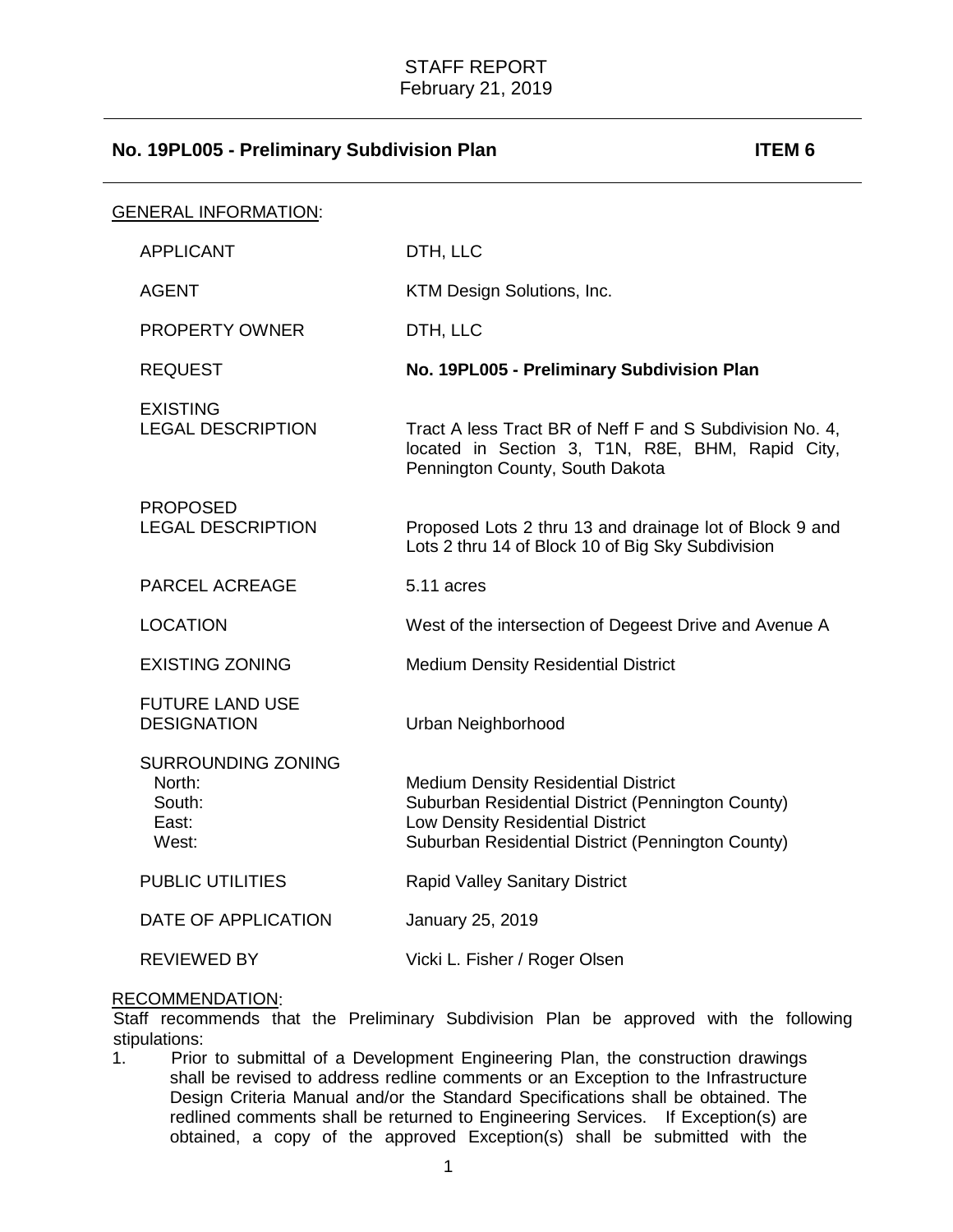# STAFF REPORT
February 21, 2019

## No. 19PL005 - Preliminary Subdivision Plan ITEM 6

GENERAL INFORMATION:

| | |
|---|---|
| APPLICANT | DTH, LLC |
| AGENT | KTM Design Solutions, Inc. |
| PROPERTY OWNER | DTH, LLC |
| REQUEST | **No. 19PL005 - Preliminary Subdivision Plan** |
| EXISTING LEGAL DESCRIPTION | Tract A less Tract BR of Neff F and S Subdivision No. 4, located in Section 3, T1N, R8E, BHM, Rapid City, Pennington County, South Dakota |
| PROPOSED LEGAL DESCRIPTION | Proposed Lots 2 thru 13 and drainage lot of Block 9 and Lots 2 thru 14 of Block 10 of Big Sky Subdivision |
| PARCEL ACREAGE | 5.11 acres |
| LOCATION | West of the intersection of Degeest Drive and Avenue A |
| EXISTING ZONING | Medium Density Residential District |
| FUTURE LAND USE DESIGNATION | Urban Neighborhood |
| SURROUNDING ZONING | |
| North: | Medium Density Residential District |
| South: | Suburban Residential District (Pennington County) |
| East: | Low Density Residential District |
| West: | Suburban Residential District (Pennington County) |
| PUBLIC UTILITIES | Rapid Valley Sanitary District |
| DATE OF APPLICATION | January 25, 2019 |
| REVIEWED BY | Vicki L. Fisher / Roger Olsen |

RECOMMENDATION:

Staff recommends that the Preliminary Subdivision Plan be approved with the following stipulations:

1. Prior to submittal of a Development Engineering Plan, the construction drawings shall be revised to address redline comments or an Exception to the Infrastructure Design Criteria Manual and/or the Standard Specifications shall be obtained. The redlined comments shall be returned to Engineering Services. If Exception(s) are obtained, a copy of the approved Exception(s) shall be submitted with the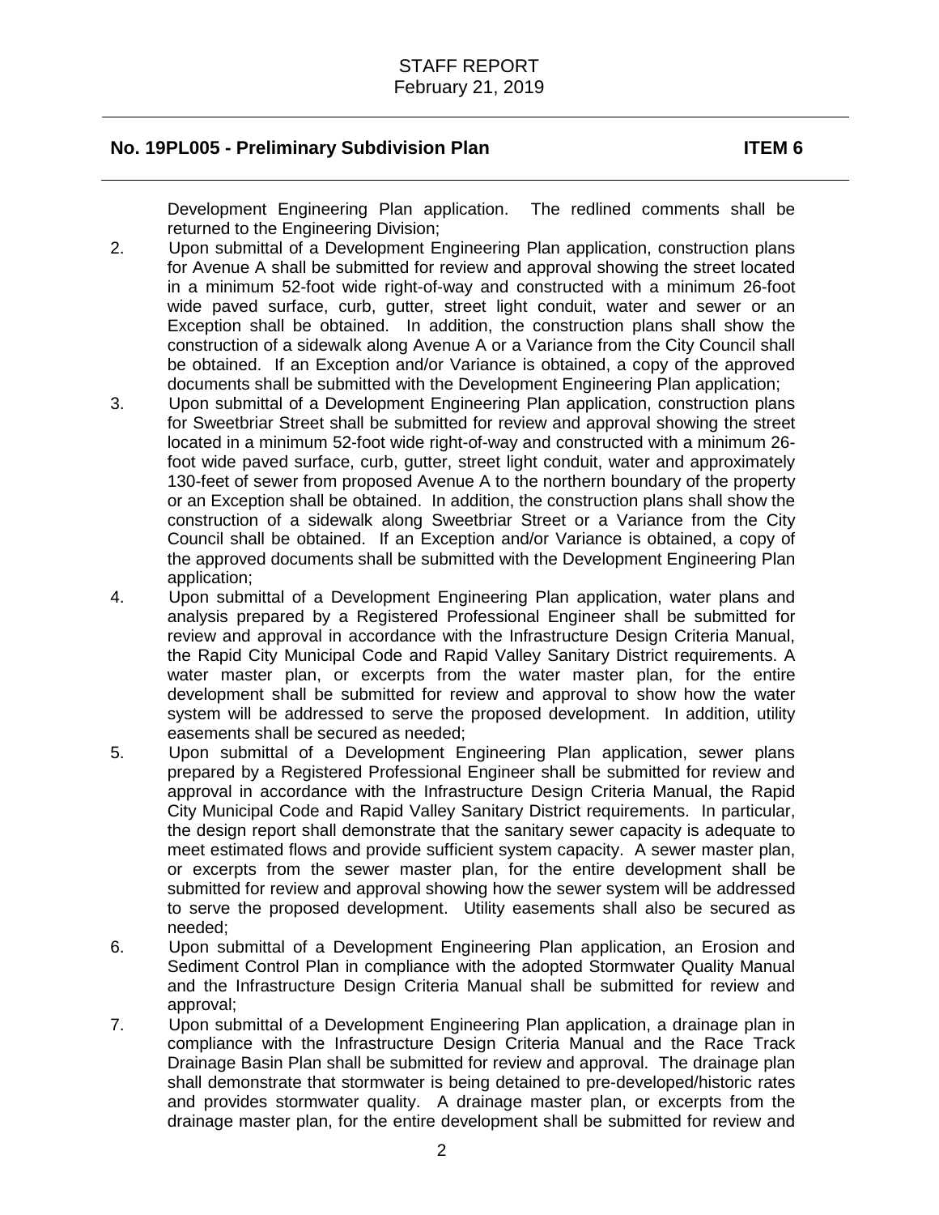Development Engineering Plan application. The redlined comments shall be returned to the Engineering Division;

2. Upon submittal of a Development Engineering Plan application, construction plans for Avenue A shall be submitted for review and approval showing the street located in a minimum 52-foot wide right-of-way and constructed with a minimum 26-foot wide paved surface, curb, gutter, street light conduit, water and sewer or an Exception shall be obtained. In addition, the construction plans shall show the construction of a sidewalk along Avenue A or a Variance from the City Council shall be obtained. If an Exception and/or Variance is obtained, a copy of the approved documents shall be submitted with the Development Engineering Plan application;
3. Upon submittal of a Development Engineering Plan application, construction plans for Sweetbriar Street shall be submitted for review and approval showing the street located in a minimum 52-foot wide right-of-way and constructed with a minimum 26-foot wide paved surface, curb, gutter, street light conduit, water and approximately 130-feet of sewer from proposed Avenue A to the northern boundary of the property or an Exception shall be obtained. In addition, the construction plans shall show the construction of a sidewalk along Sweetbriar Street or a Variance from the City Council shall be obtained. If an Exception and/or Variance is obtained, a copy of the approved documents shall be submitted with the Development Engineering Plan application;
4. Upon submittal of a Development Engineering Plan application, water plans and analysis prepared by a Registered Professional Engineer shall be submitted for review and approval in accordance with the Infrastructure Design Criteria Manual, the Rapid City Municipal Code and Rapid Valley Sanitary District requirements. A water master plan, or excerpts from the water master plan, for the entire development shall be submitted for review and approval to show how the water system will be addressed to serve the proposed development. In addition, utility easements shall be secured as needed;
5. Upon submittal of a Development Engineering Plan application, sewer plans prepared by a Registered Professional Engineer shall be submitted for review and approval in accordance with the Infrastructure Design Criteria Manual, the Rapid City Municipal Code and Rapid Valley Sanitary District requirements. In particular, the design report shall demonstrate that the sanitary sewer capacity is adequate to meet estimated flows and provide sufficient system capacity. A sewer master plan, or excerpts from the sewer master plan, for the entire development shall be submitted for review and approval showing how the sewer system will be addressed to serve the proposed development. Utility easements shall also be secured as needed;
6. Upon submittal of a Development Engineering Plan application, an Erosion and Sediment Control Plan in compliance with the adopted Stormwater Quality Manual and the Infrastructure Design Criteria Manual shall be submitted for review and approval;
7. Upon submittal of a Development Engineering Plan application, a drainage plan in compliance with the Infrastructure Design Criteria Manual and the Race Track Drainage Basin Plan shall be submitted for review and approval. The drainage plan shall demonstrate that stormwater is being detained to pre-developed/historic rates and provides stormwater quality. A drainage master plan, or excerpts from the drainage master plan, for the entire development shall be submitted for review and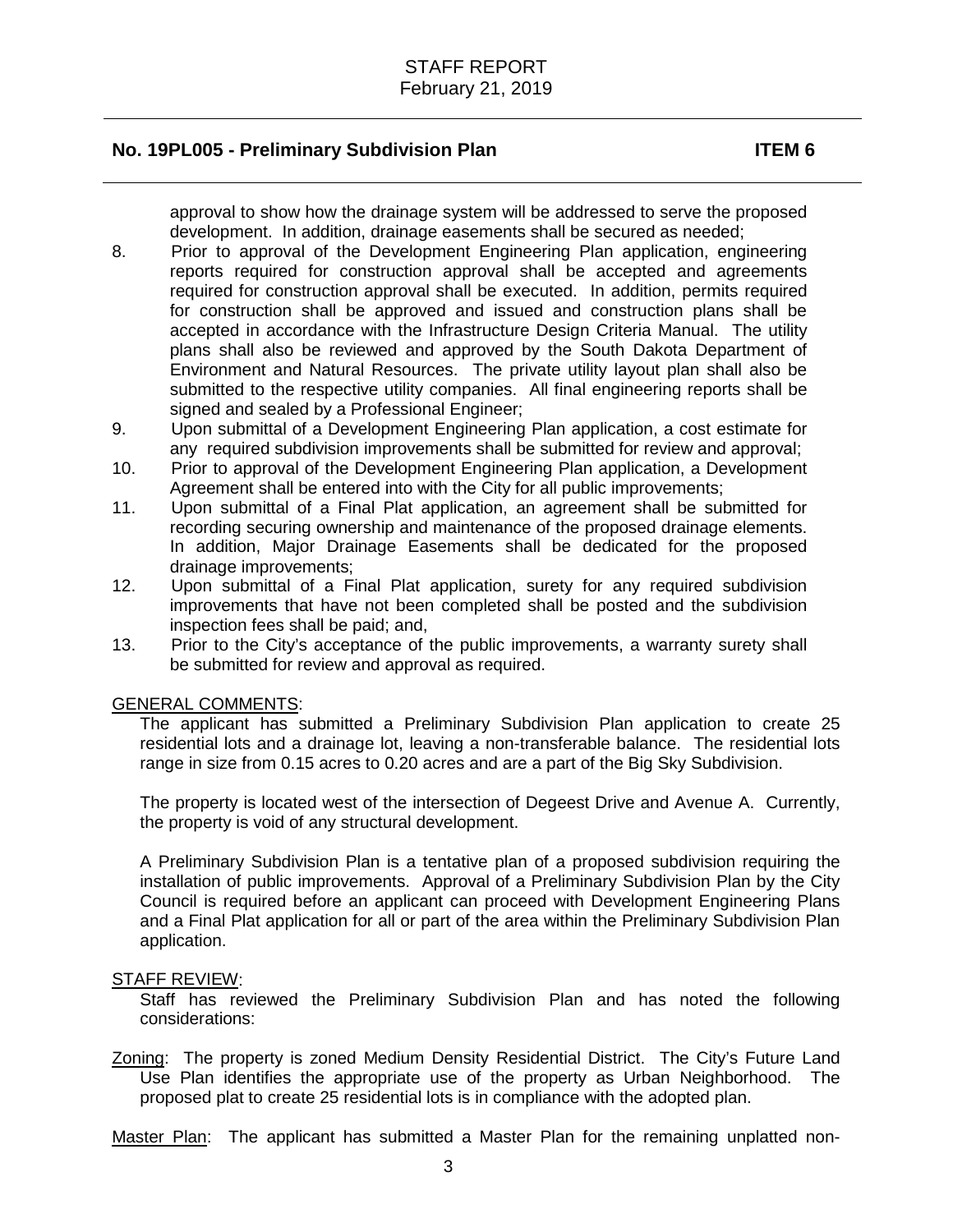approval to show how the drainage system will be addressed to serve the proposed development. In addition, drainage easements shall be secured as needed;

8. Prior to approval of the Development Engineering Plan application, engineering reports required for construction approval shall be accepted and agreements required for construction approval shall be executed. In addition, permits required for construction shall be approved and issued and construction plans shall be accepted in accordance with the Infrastructure Design Criteria Manual. The utility plans shall also be reviewed and approved by the South Dakota Department of Environment and Natural Resources. The private utility layout plan shall also be submitted to the respective utility companies. All final engineering reports shall be signed and sealed by a Professional Engineer;
9. Upon submittal of a Development Engineering Plan application, a cost estimate for any required subdivision improvements shall be submitted for review and approval;
10. Prior to approval of the Development Engineering Plan application, a Development Agreement shall be entered into with the City for all public improvements;
11. Upon submittal of a Final Plat application, an agreement shall be submitted for recording securing ownership and maintenance of the proposed drainage elements. In addition, Major Drainage Easements shall be dedicated for the proposed drainage improvements;
12. Upon submittal of a Final Plat application, surety for any required subdivision improvements that have not been completed shall be posted and the subdivision inspection fees shall be paid; and,
13. Prior to the City's acceptance of the public improvements, a warranty surety shall be submitted for review and approval as required.

GENERAL COMMENTS:

The applicant has submitted a Preliminary Subdivision Plan application to create 25 residential lots and a drainage lot, leaving a non-transferable balance. The residential lots range in size from 0.15 acres to 0.20 acres and are a part of the Big Sky Subdivision.

The property is located west of the intersection of Degeest Drive and Avenue A. Currently, the property is void of any structural development.

A Preliminary Subdivision Plan is a tentative plan of a proposed subdivision requiring the installation of public improvements. Approval of a Preliminary Subdivision Plan by the City Council is required before an applicant can proceed with Development Engineering Plans and a Final Plat application for all or part of the area within the Preliminary Subdivision Plan application.

STAFF REVIEW:

Staff has reviewed the Preliminary Subdivision Plan and has noted the following considerations:

Zoning: The property is zoned Medium Density Residential District. The City's Future Land Use Plan identifies the appropriate use of the property as Urban Neighborhood. The proposed plat to create 25 residential lots is in compliance with the adopted plan.

Master Plan: The applicant has submitted a Master Plan for the remaining unplatted non-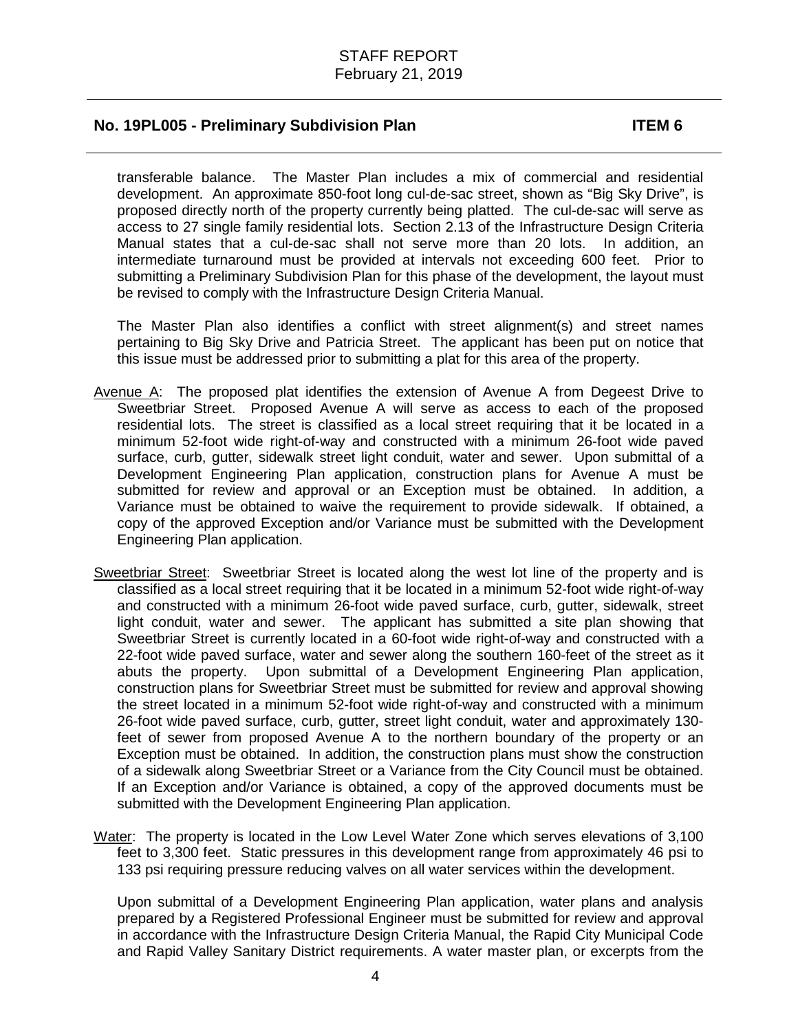transferable balance. The Master Plan includes a mix of commercial and residential development. An approximate 850-foot long cul-de-sac street, shown as "Big Sky Drive", is proposed directly north of the property currently being platted. The cul-de-sac will serve as access to 27 single family residential lots. Section 2.13 of the Infrastructure Design Criteria Manual states that a cul-de-sac shall not serve more than 20 lots. In addition, an intermediate turnaround must be provided at intervals not exceeding 600 feet. Prior to submitting a Preliminary Subdivision Plan for this phase of the development, the layout must be revised to comply with the Infrastructure Design Criteria Manual.

The Master Plan also identifies a conflict with street alignment(s) and street names pertaining to Big Sky Drive and Patricia Street. The applicant has been put on notice that this issue must be addressed prior to submitting a plat for this area of the property.

Avenue A: The proposed plat identifies the extension of Avenue A from Degeest Drive to Sweetbriar Street. Proposed Avenue A will serve as access to each of the proposed residential lots. The street is classified as a local street requiring that it be located in a minimum 52-foot wide right-of-way and constructed with a minimum 26-foot wide paved surface, curb, gutter, sidewalk street light conduit, water and sewer. Upon submittal of a Development Engineering Plan application, construction plans for Avenue A must be submitted for review and approval or an Exception must be obtained. In addition, a Variance must be obtained to waive the requirement to provide sidewalk. If obtained, a copy of the approved Exception and/or Variance must be submitted with the Development Engineering Plan application.

Sweetbriar Street: Sweetbriar Street is located along the west lot line of the property and is classified as a local street requiring that it be located in a minimum 52-foot wide right-of-way and constructed with a minimum 26-foot wide paved surface, curb, gutter, sidewalk, street light conduit, water and sewer. The applicant has submitted a site plan showing that Sweetbriar Street is currently located in a 60-foot wide right-of-way and constructed with a 22-foot wide paved surface, water and sewer along the southern 160-feet of the street as it abuts the property. Upon submittal of a Development Engineering Plan application, construction plans for Sweetbriar Street must be submitted for review and approval showing the street located in a minimum 52-foot wide right-of-way and constructed with a minimum 26-foot wide paved surface, curb, gutter, street light conduit, water and approximately 130-feet of sewer from proposed Avenue A to the northern boundary of the property or an Exception must be obtained. In addition, the construction plans must show the construction of a sidewalk along Sweetbriar Street or a Variance from the City Council must be obtained. If an Exception and/or Variance is obtained, a copy of the approved documents must be submitted with the Development Engineering Plan application.

Water: The property is located in the Low Level Water Zone which serves elevations of 3,100 feet to 3,300 feet. Static pressures in this development range from approximately 46 psi to 133 psi requiring pressure reducing valves on all water services within the development.

Upon submittal of a Development Engineering Plan application, water plans and analysis prepared by a Registered Professional Engineer must be submitted for review and approval in accordance with the Infrastructure Design Criteria Manual, the Rapid City Municipal Code and Rapid Valley Sanitary District requirements. A water master plan, or excerpts from the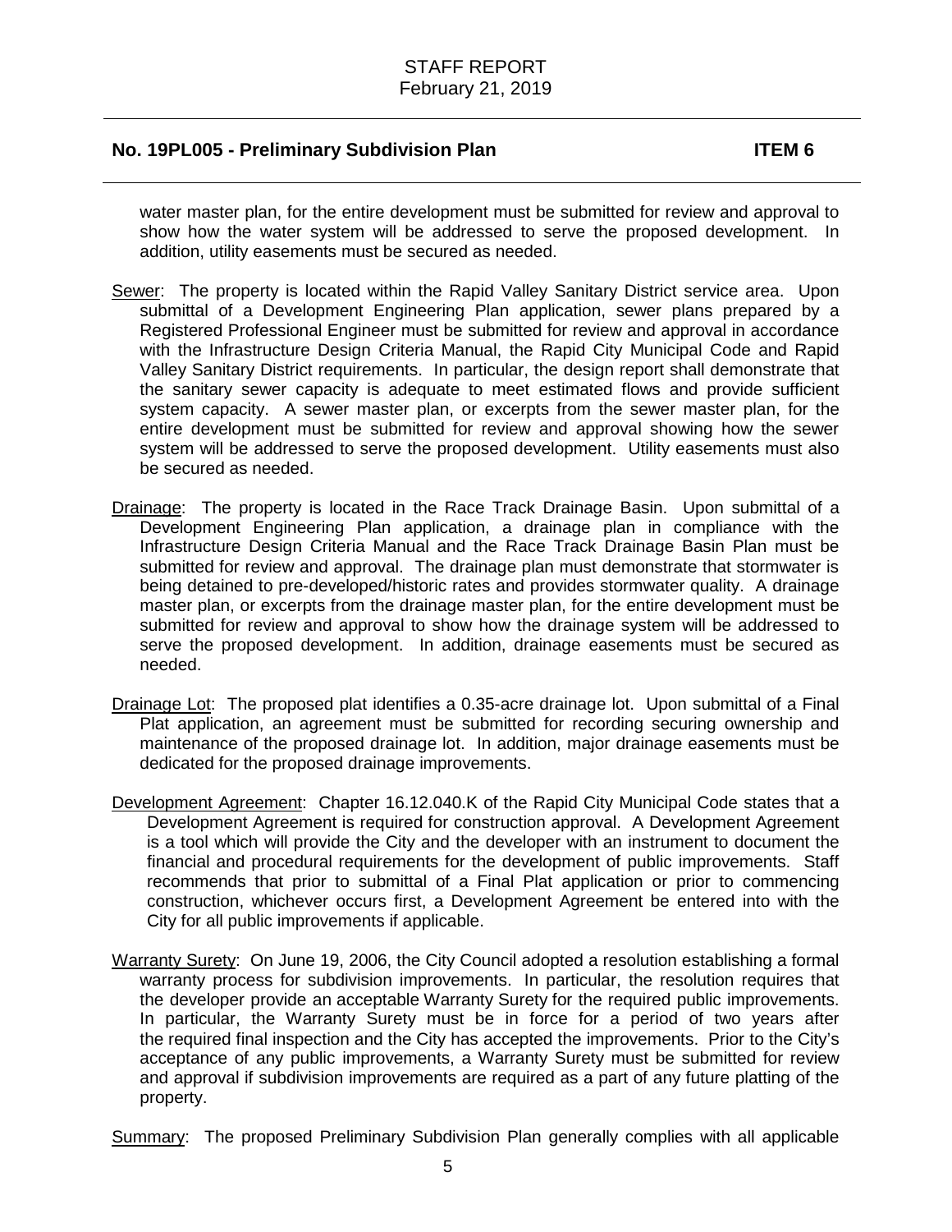water master plan, for the entire development must be submitted for review and approval to show how the water system will be addressed to serve the proposed development. In addition, utility easements must be secured as needed.

Sewer: The property is located within the Rapid Valley Sanitary District service area. Upon submittal of a Development Engineering Plan application, sewer plans prepared by a Registered Professional Engineer must be submitted for review and approval in accordance with the Infrastructure Design Criteria Manual, the Rapid City Municipal Code and Rapid Valley Sanitary District requirements. In particular, the design report shall demonstrate that the sanitary sewer capacity is adequate to meet estimated flows and provide sufficient system capacity. A sewer master plan, or excerpts from the sewer master plan, for the entire development must be submitted for review and approval showing how the sewer system will be addressed to serve the proposed development. Utility easements must also be secured as needed.

Drainage: The property is located in the Race Track Drainage Basin. Upon submittal of a Development Engineering Plan application, a drainage plan in compliance with the Infrastructure Design Criteria Manual and the Race Track Drainage Basin Plan must be submitted for review and approval. The drainage plan must demonstrate that stormwater is being detained to pre-developed/historic rates and provides stormwater quality. A drainage master plan, or excerpts from the drainage master plan, for the entire development must be submitted for review and approval to show how the drainage system will be addressed to serve the proposed development. In addition, drainage easements must be secured as needed.

Drainage Lot: The proposed plat identifies a 0.35-acre drainage lot. Upon submittal of a Final Plat application, an agreement must be submitted for recording securing ownership and maintenance of the proposed drainage lot. In addition, major drainage easements must be dedicated for the proposed drainage improvements.

Development Agreement: Chapter 16.12.040.K of the Rapid City Municipal Code states that a Development Agreement is required for construction approval. A Development Agreement is a tool which will provide the City and the developer with an instrument to document the financial and procedural requirements for the development of public improvements. Staff recommends that prior to submittal of a Final Plat application or prior to commencing construction, whichever occurs first, a Development Agreement be entered into with the City for all public improvements if applicable.

Warranty Surety: On June 19, 2006, the City Council adopted a resolution establishing a formal warranty process for subdivision improvements. In particular, the resolution requires that the developer provide an acceptable Warranty Surety for the required public improvements. In particular, the Warranty Surety must be in force for a period of two years after the required final inspection and the City has accepted the improvements. Prior to the City's acceptance of any public improvements, a Warranty Surety must be submitted for review and approval if subdivision improvements are required as a part of any future platting of the property.

Summary: The proposed Preliminary Subdivision Plan generally complies with all applicable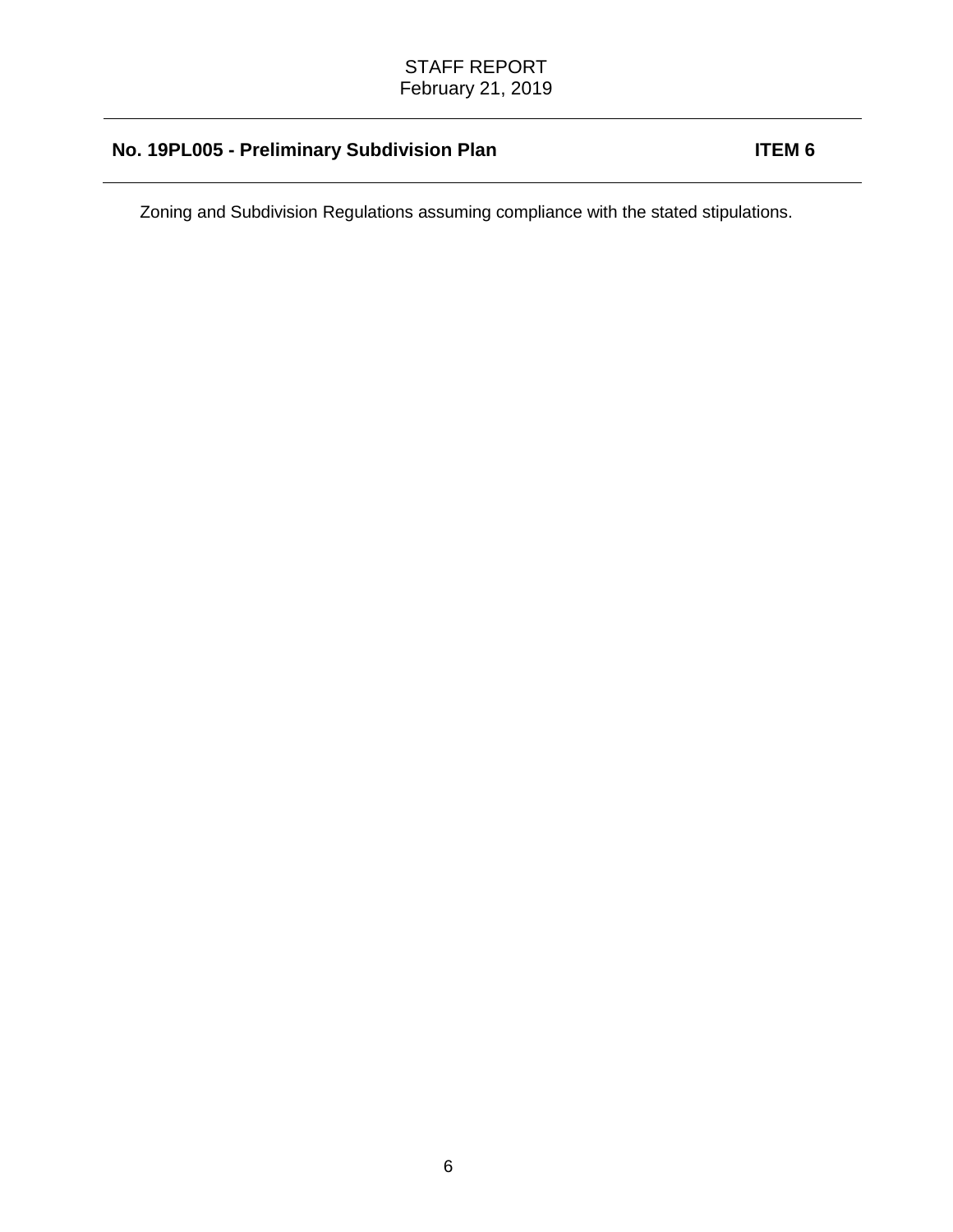## No. 19PL005 - Preliminary Subdivision Plan **ITEM 6**

Zoning and Subdivision Regulations assuming compliance with the stated stipulations.